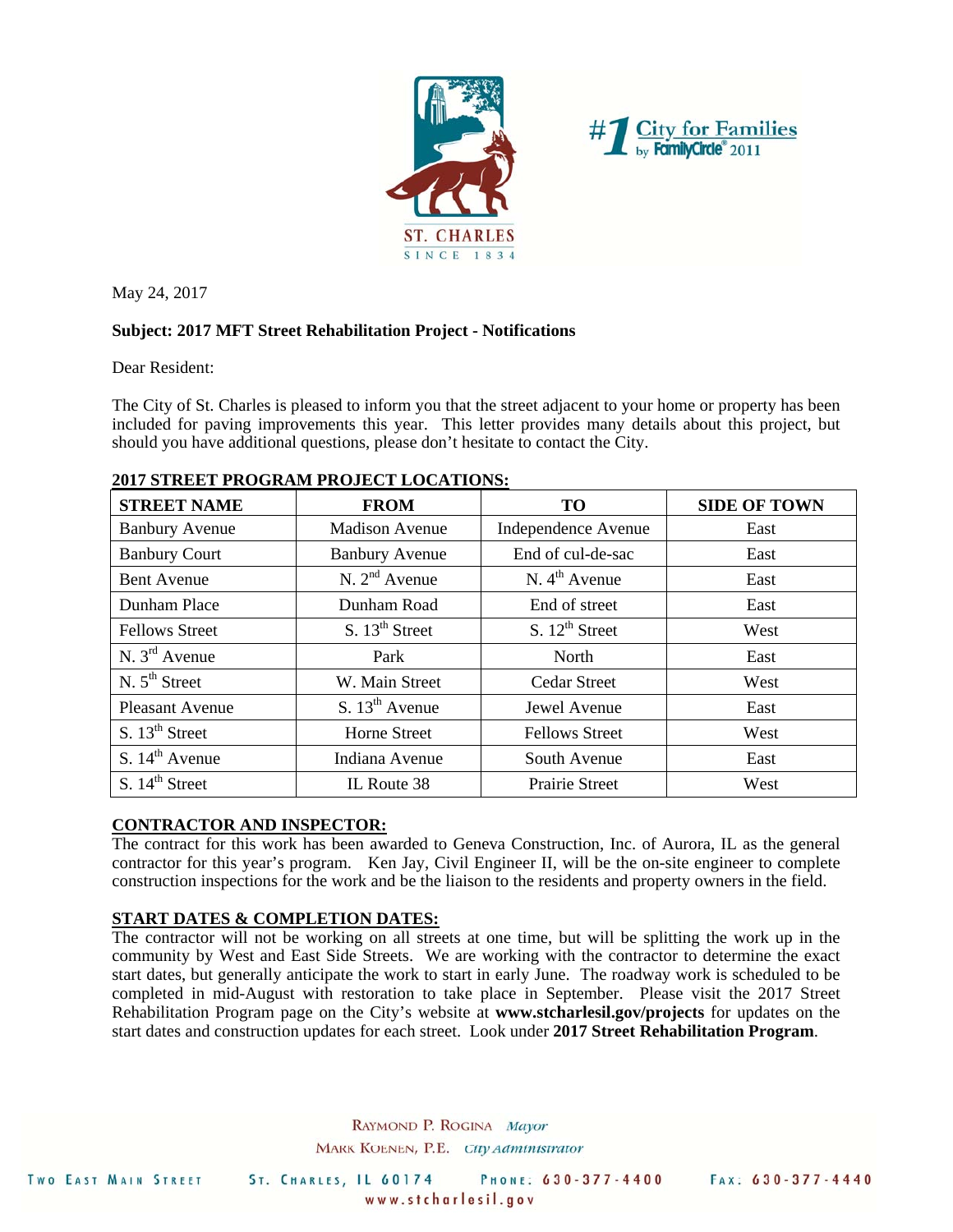ST. CHARLES
SINCE 1834

#1 City for Families by FamilyCircle® 2011

May 24, 2017

**Subject: 2017 MFT Street Rehabilitation Project - Notifications**

Dear Resident:

The City of St. Charles is pleased to inform you that the street adjacent to your home or property has been included for paving improvements this year. This letter provides many details about this project, but should you have additional questions, please don't hesitate to contact the City.

**2017 STREET PROGRAM PROJECT LOCATIONS:**

| STREET NAME | FROM | TO | SIDE OF TOWN |
|---|---|---|---|
| Banbury Avenue | Madison Avenue | Independence Avenue | East |
| Banbury Court | Banbury Avenue | End of cul-de-sac | East |
| Bent Avenue | N. 2nd Avenue | N. 4th Avenue | East |
| Dunham Place | Dunham Road | End of street | East |
| Fellows Street | S. 13th Street | S. 12th Street | West |
| N. 3rd Avenue | Park | North | East |
| N. 5th Street | W. Main Street | Cedar Street | West |
| Pleasant Avenue | S. 13th Avenue | Jewel Avenue | East |
| S. 13th Street | Horne Street | Fellows Street | West |
| S. 14th Avenue | Indiana Avenue | South Avenue | East |
| S. 14th Street | IL Route 38 | Prairie Street | West |

**CONTRACTOR AND INSPECTOR:**

The contract for this work has been awarded to Geneva Construction, Inc. of Aurora, IL as the general contractor for this year's program. Ken Jay, Civil Engineer II, will be the on-site engineer to complete construction inspections for the work and be the liaison to the residents and property owners in the field.

**START DATES & COMPLETION DATES:**

The contractor will not be working on all streets at one time, but will be splitting the work up in the community by West and East Side Streets. We are working with the contractor to determine the exact start dates, but generally anticipate the work to start in early June. The roadway work is scheduled to be completed in mid-August with restoration to take place in September. Please visit the 2017 Street Rehabilitation Program page on the City's website at **www.stcharlesil.gov/projects** for updates on the start dates and construction updates for each street. Look under **2017 Street Rehabilitation Program**.

RAYMOND P. ROGINA *Mayor*
MARK KOENEN, P.E. *City Administrator*

TWO EAST MAIN STREET ST. CHARLES, IL 60174 PHONE: 630-377-4400 FAX: 630-377-4440
www.stcharlesil.gov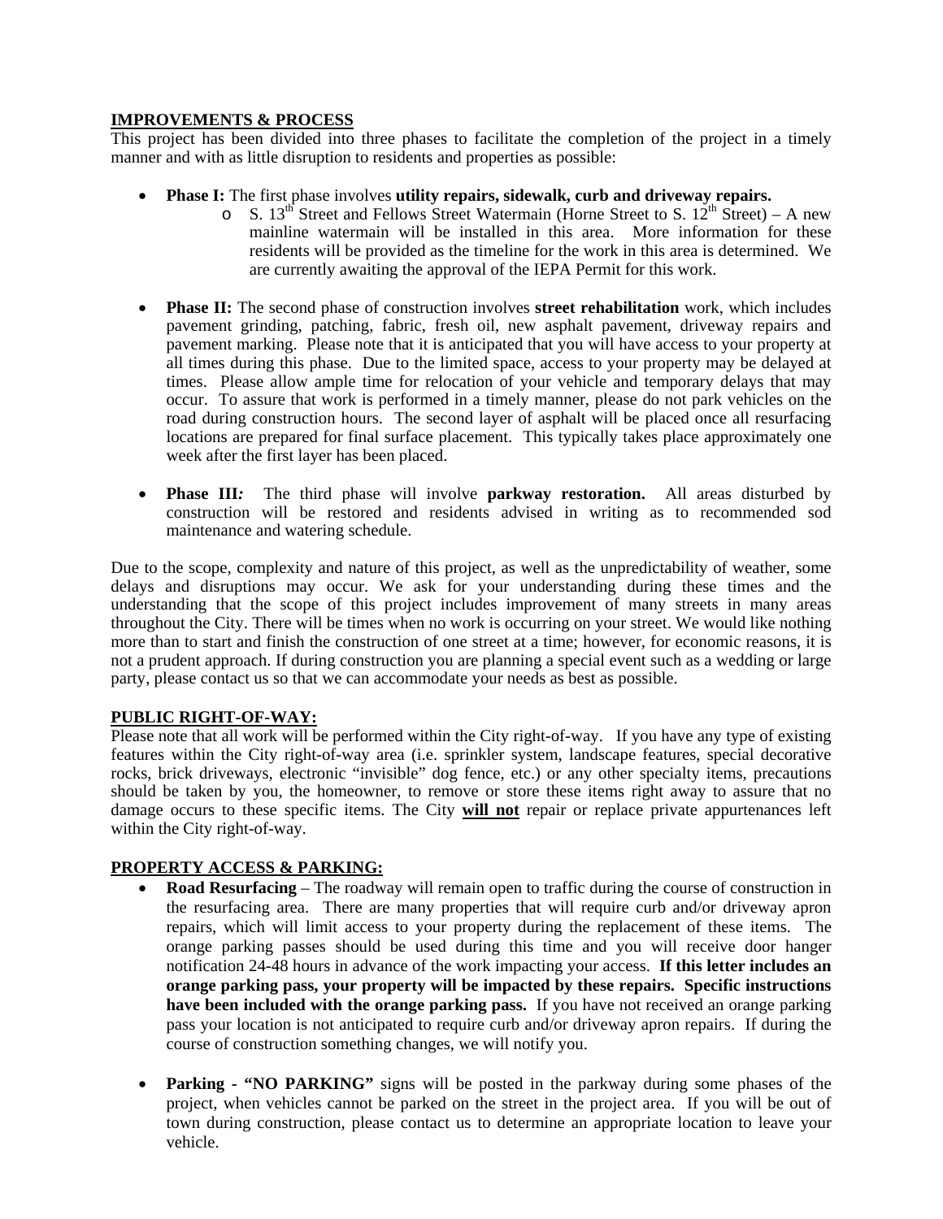## IMPROVEMENTS & PROCESS

This project has been divided into three phases to facilitate the completion of the project in a timely manner and with as little disruption to residents and properties as possible:

- **Phase I:** The first phase involves **utility repairs, sidewalk, curb and driveway repairs.**
  - S. 13th Street and Fellows Street Watermain (Horne Street to S. 12th Street) – A new mainline watermain will be installed in this area. More information for these residents will be provided as the timeline for the work in this area is determined. We are currently awaiting the approval of the IEPA Permit for this work.

- **Phase II:** The second phase of construction involves **street rehabilitation** work, which includes pavement grinding, patching, fabric, fresh oil, new asphalt pavement, driveway repairs and pavement marking. Please note that it is anticipated that you will have access to your property at all times during this phase. Due to the limited space, access to your property may be delayed at times. Please allow ample time for relocation of your vehicle and temporary delays that may occur. To assure that work is performed in a timely manner, please do not park vehicles on the road during construction hours. The second layer of asphalt will be placed once all resurfacing locations are prepared for final surface placement. This typically takes place approximately one week after the first layer has been placed.

- **Phase III***:* The third phase will involve **parkway restoration.** All areas disturbed by construction will be restored and residents advised in writing as to recommended sod maintenance and watering schedule.

Due to the scope, complexity and nature of this project, as well as the unpredictability of weather, some delays and disruptions may occur. We ask for your understanding during these times and the understanding that the scope of this project includes improvement of many streets in many areas throughout the City. There will be times when no work is occurring on your street. We would like nothing more than to start and finish the construction of one street at a time; however, for economic reasons, it is not a prudent approach. If during construction you are planning a special event such as a wedding or large party, please contact us so that we can accommodate your needs as best as possible.

## PUBLIC RIGHT-OF-WAY:

Please note that all work will be performed within the City right-of-way. If you have any type of existing features within the City right-of-way area (i.e. sprinkler system, landscape features, special decorative rocks, brick driveways, electronic "invisible" dog fence, etc.) or any other specialty items, precautions should be taken by you, the homeowner, to remove or store these items right away to assure that no damage occurs to these specific items. The City **will not** repair or replace private appurtenances left within the City right-of-way.

## PROPERTY ACCESS & PARKING:

- **Road Resurfacing** – The roadway will remain open to traffic during the course of construction in the resurfacing area. There are many properties that will require curb and/or driveway apron repairs, which will limit access to your property during the replacement of these items. The orange parking passes should be used during this time and you will receive door hanger notification 24-48 hours in advance of the work impacting your access. **If this letter includes an orange parking pass, your property will be impacted by these repairs. Specific instructions have been included with the orange parking pass.** If you have not received an orange parking pass your location is not anticipated to require curb and/or driveway apron repairs. If during the course of construction something changes, we will notify you.

- **Parking - "NO PARKING"** signs will be posted in the parkway during some phases of the project, when vehicles cannot be parked on the street in the project area. If you will be out of town during construction, please contact us to determine an appropriate location to leave your vehicle.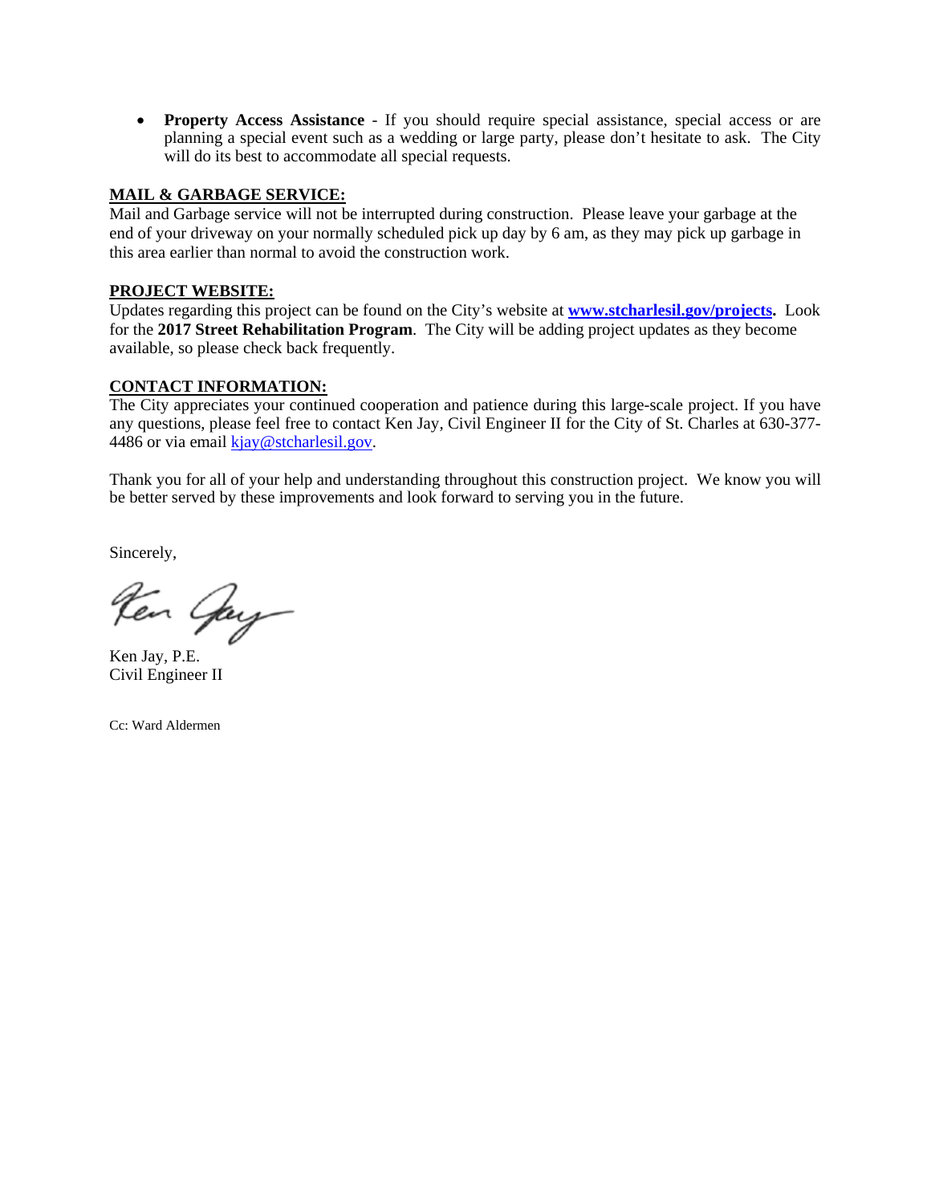- **Property Access Assistance** - If you should require special assistance, special access or are planning a special event such as a wedding or large party, please don't hesitate to ask. The City will do its best to accommodate all special requests.

**MAIL & GARBAGE SERVICE:**

Mail and Garbage service will not be interrupted during construction. Please leave your garbage at the end of your driveway on your normally scheduled pick up day by 6 am, as they may pick up garbage in this area earlier than normal to avoid the construction work.

**PROJECT WEBSITE:**

Updates regarding this project can be found on the City's website at **www.stcharlesil.gov/projects.** Look for the **2017 Street Rehabilitation Program**. The City will be adding project updates as they become available, so please check back frequently.

**CONTACT INFORMATION:**

The City appreciates your continued cooperation and patience during this large-scale project. If you have any questions, please feel free to contact Ken Jay, Civil Engineer II for the City of St. Charles at 630-377-4486 or via email kjay@stcharlesil.gov.

Thank you for all of your help and understanding throughout this construction project. We know you will be better served by these improvements and look forward to serving you in the future.

Sincerely,

Ken Jay, P.E.
Civil Engineer II

Cc: Ward Aldermen